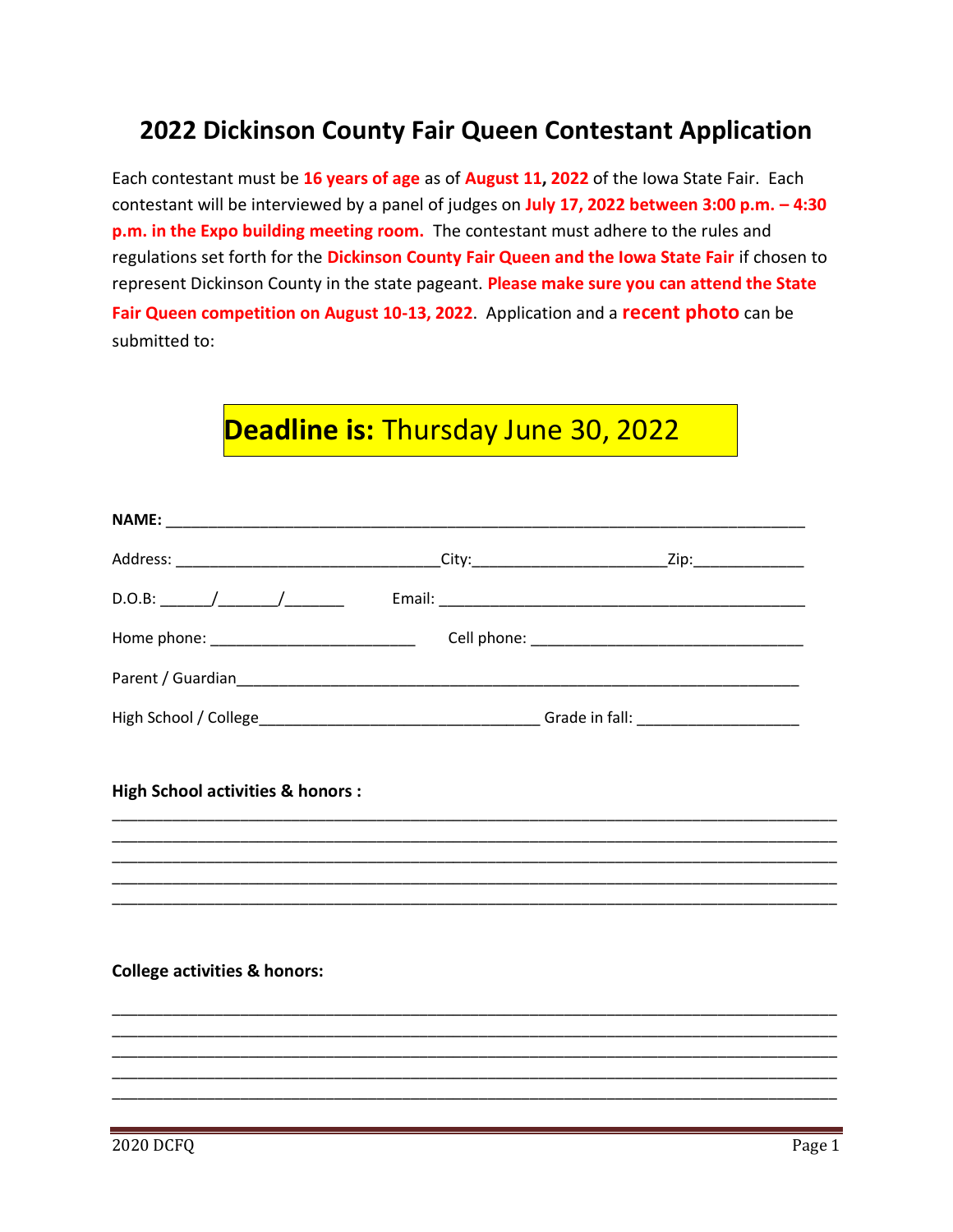# 2022 Dickinson County Fair Queen Contestant Application

Each contestant must be **16 years of age** as of **August 11, 2022** of the Iowa State Fair. Each contestant will be interviewed by a panel of judges on **July 17, 2022 between 3:00 p.m. – 4:30 p.m. in the Expo building meeting room.** The contestant must adhere to the rules and regulations set forth for the **Dickinson County Fair Queen and the Iowa State Fair** if chosen to represent Dickinson County in the state pageant. **Please make sure you can attend the State Fair Queen competition on August 10-13, 2022**. Application and a **recent photo** can be submitted to:

## **Deadline is:** Thursday June 30, 2022

**NAME:** ___________________________________________________________________________

Address: _______________________________City:______________________Zip:_____________

D.O.B: ______/_______/_______ Email: ___________________________________________

Home phone: ________________________ Cell phone: ________________________________

Parent / Guardian__________________________________________________________________

High School / College_________________________________ Grade in fall: ___________________

**High School activities & honors :**

_____________________________________________________________________________________

_____________________________________________________________________________________

_____________________________________________________________________________________

_____________________________________________________________________________________

_____________________________________________________________________________________

**College activities & honors:**

_____________________________________________________________________________________

_____________________________________________________________________________________

_____________________________________________________________________________________

_____________________________________________________________________________________

_____________________________________________________________________________________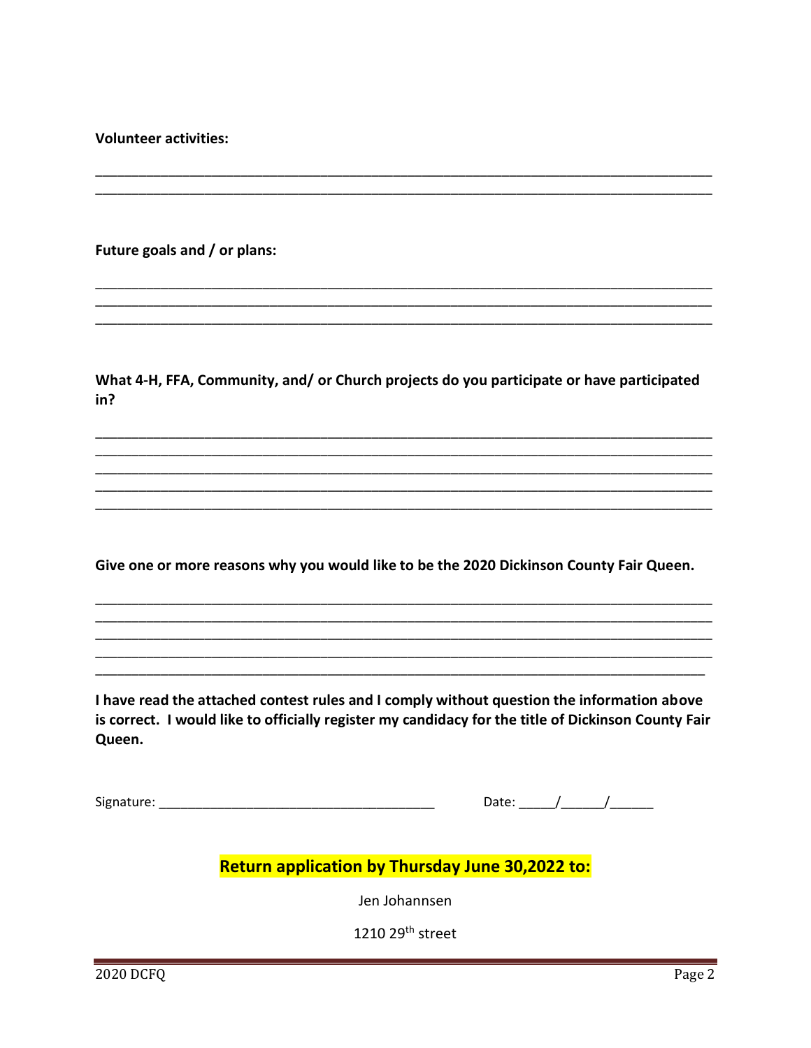**Volunteer activities:**

\_\_\_\_\_\_\_\_\_\_\_\_\_\_\_\_\_\_\_\_\_\_\_\_\_\_\_\_\_\_\_\_\_\_\_\_\_\_\_\_\_\_\_\_\_\_\_\_\_\_\_\_\_\_\_\_\_\_\_\_\_\_\_\_\_\_\_\_\_\_\_\_\_\_\_\_\_\_
\_\_\_\_\_\_\_\_\_\_\_\_\_\_\_\_\_\_\_\_\_\_\_\_\_\_\_\_\_\_\_\_\_\_\_\_\_\_\_\_\_\_\_\_\_\_\_\_\_\_\_\_\_\_\_\_\_\_\_\_\_\_\_\_\_\_\_\_\_\_\_\_\_\_\_\_\_\_

**Future goals and / or plans:**

\_\_\_\_\_\_\_\_\_\_\_\_\_\_\_\_\_\_\_\_\_\_\_\_\_\_\_\_\_\_\_\_\_\_\_\_\_\_\_\_\_\_\_\_\_\_\_\_\_\_\_\_\_\_\_\_\_\_\_\_\_\_\_\_\_\_\_\_\_\_\_\_\_\_\_\_\_\_
\_\_\_\_\_\_\_\_\_\_\_\_\_\_\_\_\_\_\_\_\_\_\_\_\_\_\_\_\_\_\_\_\_\_\_\_\_\_\_\_\_\_\_\_\_\_\_\_\_\_\_\_\_\_\_\_\_\_\_\_\_\_\_\_\_\_\_\_\_\_\_\_\_\_\_\_\_\_
\_\_\_\_\_\_\_\_\_\_\_\_\_\_\_\_\_\_\_\_\_\_\_\_\_\_\_\_\_\_\_\_\_\_\_\_\_\_\_\_\_\_\_\_\_\_\_\_\_\_\_\_\_\_\_\_\_\_\_\_\_\_\_\_\_\_\_\_\_\_\_\_\_\_\_\_\_\_

**What 4-H, FFA, Community, and/ or Church projects do you participate or have participated in?**

\_\_\_\_\_\_\_\_\_\_\_\_\_\_\_\_\_\_\_\_\_\_\_\_\_\_\_\_\_\_\_\_\_\_\_\_\_\_\_\_\_\_\_\_\_\_\_\_\_\_\_\_\_\_\_\_\_\_\_\_\_\_\_\_\_\_\_\_\_\_\_\_\_\_\_\_\_\_
\_\_\_\_\_\_\_\_\_\_\_\_\_\_\_\_\_\_\_\_\_\_\_\_\_\_\_\_\_\_\_\_\_\_\_\_\_\_\_\_\_\_\_\_\_\_\_\_\_\_\_\_\_\_\_\_\_\_\_\_\_\_\_\_\_\_\_\_\_\_\_\_\_\_\_\_\_\_
\_\_\_\_\_\_\_\_\_\_\_\_\_\_\_\_\_\_\_\_\_\_\_\_\_\_\_\_\_\_\_\_\_\_\_\_\_\_\_\_\_\_\_\_\_\_\_\_\_\_\_\_\_\_\_\_\_\_\_\_\_\_\_\_\_\_\_\_\_\_\_\_\_\_\_\_\_\_
\_\_\_\_\_\_\_\_\_\_\_\_\_\_\_\_\_\_\_\_\_\_\_\_\_\_\_\_\_\_\_\_\_\_\_\_\_\_\_\_\_\_\_\_\_\_\_\_\_\_\_\_\_\_\_\_\_\_\_\_\_\_\_\_\_\_\_\_\_\_\_\_\_\_\_\_\_\_
\_\_\_\_\_\_\_\_\_\_\_\_\_\_\_\_\_\_\_\_\_\_\_\_\_\_\_\_\_\_\_\_\_\_\_\_\_\_\_\_\_\_\_\_\_\_\_\_\_\_\_\_\_\_\_\_\_\_\_\_\_\_\_\_\_\_\_\_\_\_\_\_\_\_\_\_\_\_

**Give one or more reasons why you would like to be the 2020 Dickinson County Fair Queen.**

\_\_\_\_\_\_\_\_\_\_\_\_\_\_\_\_\_\_\_\_\_\_\_\_\_\_\_\_\_\_\_\_\_\_\_\_\_\_\_\_\_\_\_\_\_\_\_\_\_\_\_\_\_\_\_\_\_\_\_\_\_\_\_\_\_\_\_\_\_\_\_\_\_\_\_\_\_\_
\_\_\_\_\_\_\_\_\_\_\_\_\_\_\_\_\_\_\_\_\_\_\_\_\_\_\_\_\_\_\_\_\_\_\_\_\_\_\_\_\_\_\_\_\_\_\_\_\_\_\_\_\_\_\_\_\_\_\_\_\_\_\_\_\_\_\_\_\_\_\_\_\_\_\_\_\_\_
\_\_\_\_\_\_\_\_\_\_\_\_\_\_\_\_\_\_\_\_\_\_\_\_\_\_\_\_\_\_\_\_\_\_\_\_\_\_\_\_\_\_\_\_\_\_\_\_\_\_\_\_\_\_\_\_\_\_\_\_\_\_\_\_\_\_\_\_\_\_\_\_\_\_\_\_\_\_
\_\_\_\_\_\_\_\_\_\_\_\_\_\_\_\_\_\_\_\_\_\_\_\_\_\_\_\_\_\_\_\_\_\_\_\_\_\_\_\_\_\_\_\_\_\_\_\_\_\_\_\_\_\_\_\_\_\_\_\_\_\_\_\_\_\_\_\_\_\_\_\_\_\_\_\_\_\_
\_\_\_\_\_\_\_\_\_\_\_\_\_\_\_\_\_\_\_\_\_\_\_\_\_\_\_\_\_\_\_\_\_\_\_\_\_\_\_\_\_\_\_\_\_\_\_\_\_\_\_\_\_\_\_\_\_\_\_\_\_\_\_\_\_\_\_\_\_\_\_\_\_\_\_\_\_\_

**I have read the attached contest rules and I comply without question the information above is correct. I would like to officially register my candidacy for the title of Dickinson County Fair Queen.**

Signature: \_\_\_\_\_\_\_\_\_\_\_\_\_\_\_\_\_\_\_\_\_\_\_\_\_\_\_\_\_\_\_\_\_\_\_\_\_ Date: \_\_\_\_\_/\_\_\_\_\_\_/\_\_\_\_\_\_

**Return application by Thursday June 30,2022 to:**

Jen Johannsen

1210 29th street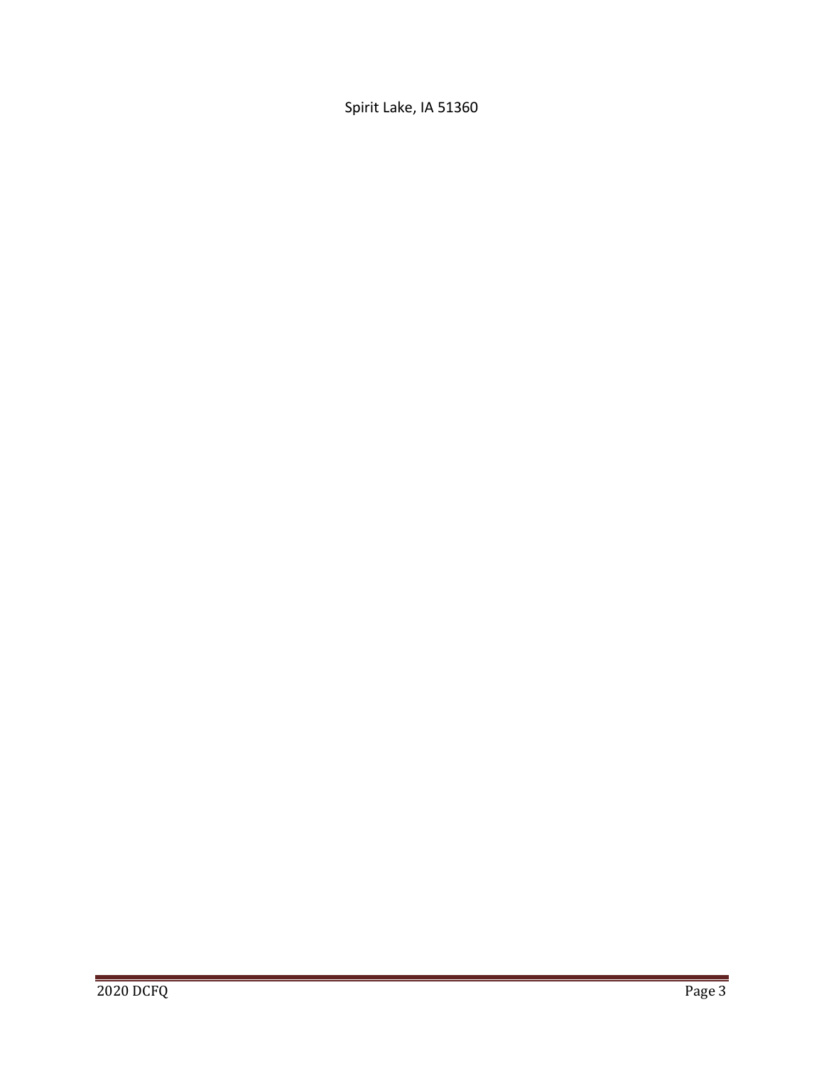Spirit Lake, IA 51360